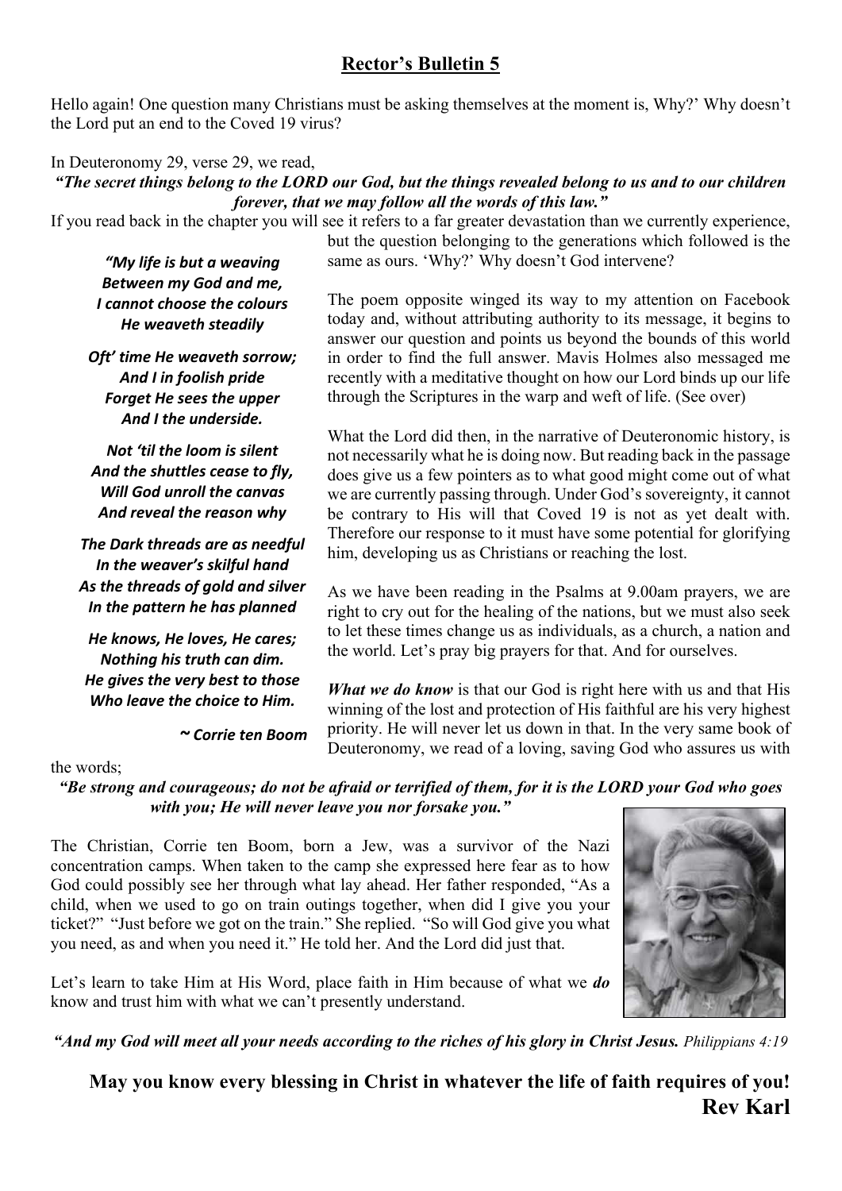# Rector's Bulletin 5

Hello again! One question many Christians must be asking themselves at the moment is, Why?' Why doesn't the Lord put an end to the Coved 19 virus?

In Deuteronomy 29, verse 29, we read,

***"The secret things belong to the LORD our God, but the things revealed belong to us and to our children forever, that we may follow all the words of this law."***

If you read back in the chapter you will see it refers to a far greater devastation than we currently experience, but the question belonging to the generations which followed is the same as ours. 'Why?' Why doesn't God intervene?

The poem opposite winged its way to my attention on Facebook today and, without attributing authority to its message, it begins to answer our question and points us beyond the bounds of this world in order to find the full answer. Mavis Holmes also messaged me recently with a meditative thought on how our Lord binds up our life through the Scriptures in the warp and weft of life. (See over)

***"My life is but a weaving***
***Between my God and me,***
***I cannot choose the colours***
***He weaveth steadily***

***Oft' time He weaveth sorrow;***
***And I in foolish pride***
***Forget He sees the upper***
***And I the underside.***

***Not 'til the loom is silent***
***And the shuttles cease to fly,***
***Will God unroll the canvas***
***And reveal the reason why***

***The Dark threads are as needful***
***In the weaver's skilful hand***
***As the threads of gold and silver***
***In the pattern he has planned***

***He knows, He loves, He cares;***
***Nothing his truth can dim.***
***He gives the very best to those***
***Who leave the choice to Him.***

***~ Corrie ten Boom***

What the Lord did then, in the narrative of Deuteronomic history, is not necessarily what he is doing now. But reading back in the passage does give us a few pointers as to what good might come out of what we are currently passing through. Under God's sovereignty, it cannot be contrary to His will that Coved 19 is not as yet dealt with. Therefore our response to it must have some potential for glorifying him, developing us as Christians or reaching the lost.

As we have been reading in the Psalms at 9.00am prayers, we are right to cry out for the healing of the nations, but we must also seek to let these times change us as individuals, as a church, a nation and the world. Let's pray big prayers for that. And for ourselves.

***What we do know*** is that our God is right here with us and that His winning of the lost and protection of His faithful are his very highest priority. He will never let us down in that. In the very same book of Deuteronomy, we read of a loving, saving God who assures us with the words;

***"Be strong and courageous; do not be afraid or terrified of them, for it is the LORD your God who goes with you; He will never leave you nor forsake you."***

The Christian, Corrie ten Boom, born a Jew, was a survivor of the Nazi concentration camps. When taken to the camp she expressed here fear as to how God could possibly see her through what lay ahead. Her father responded, "As a child, when we used to go on train outings together, when did I give you your ticket?" "Just before we got on the train." She replied. "So will God give you what you need, as and when you need it." He told her. And the Lord did just that.

Let's learn to take Him at His Word, place faith in Him because of what we ***do*** know and trust him with what we can't presently understand.

***"And my God will meet all your needs according to the riches of his glory in Christ Jesus.*** *Philippians 4:19*

**May you know every blessing in Christ in whatever the life of faith requires of you!**

**Rev Karl**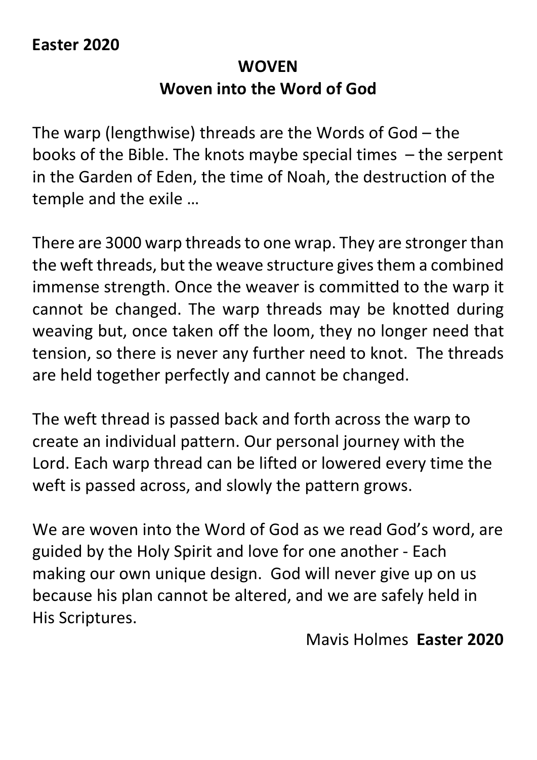**Easter 2020**

## WOVEN
## Woven into the Word of God

The warp (lengthwise) threads are the Words of God – the books of the Bible. The knots maybe special times – the serpent in the Garden of Eden, the time of Noah, the destruction of the temple and the exile …

There are 3000 warp threads to one wrap. They are stronger than the weft threads, but the weave structure gives them a combined immense strength. Once the weaver is committed to the warp it cannot be changed. The warp threads may be knotted during weaving but, once taken off the loom, they no longer need that tension, so there is never any further need to knot. The threads are held together perfectly and cannot be changed.

The weft thread is passed back and forth across the warp to create an individual pattern. Our personal journey with the Lord. Each warp thread can be lifted or lowered every time the weft is passed across, and slowly the pattern grows.

We are woven into the Word of God as we read God's word, are guided by the Holy Spirit and love for one another - Each making our own unique design. God will never give up on us because his plan cannot be altered, and we are safely held in His Scriptures.

Mavis Holmes **Easter 2020**